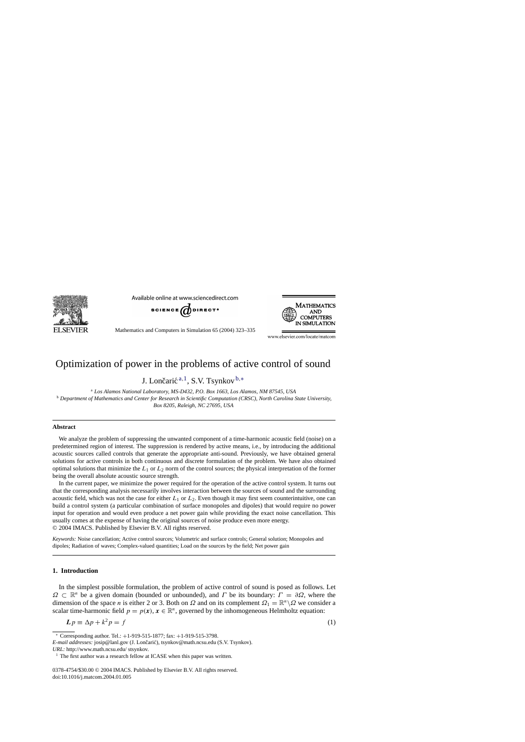# Optimization of power in the problems of active control of sound

J. Lončarić [a,1], S.V. Tsynkov [b,*]

[a] *Los Alamos National Laboratory, MS-D432, P.O. Box 1663, Los Alamos, NM 87545, USA*

[b] *Department of Mathematics and Center for Research in Scientific Computation (CRSC), North Carolina State University, Box 8205, Raleigh, NC 27695, USA*

## Abstract

We analyze the problem of suppressing the unwanted component of a time-harmonic acoustic field (noise) on a predetermined region of interest. The suppression is rendered by active means, i.e., by introducing the additional acoustic sources called controls that generate the appropriate anti-sound. Previously, we have obtained general solutions for active controls in both continuous and discrete formulation of the problem. We have also obtained optimal solutions that minimize the $L_1$ or $L_2$ norm of the control sources; the physical interpretation of the former being the overall absolute acoustic source strength.

In the current paper, we minimize the power required for the operation of the active control system. It turns out that the corresponding analysis necessarily involves interaction between the sources of sound and the surrounding acoustic field, which was not the case for either $L_1$ or $L_2$. Even though it may first seem counterintuitive, one can build a control system (a particular combination of surface monopoles and dipoles) that would require no power input for operation and would even produce a net power gain while providing the exact noise cancellation. This usually comes at the expense of having the original sources of noise produce even more energy.

© 2004 IMACS. Published by Elsevier B.V. All rights reserved.

*Keywords:* Noise cancellation; Active control sources; Volumetric and surface controls; General solution; Monopoles and dipoles; Radiation of waves; Complex-valued quantities; Load on the sources by the field; Net power gain

## 1. Introduction

In the simplest possible formulation, the problem of active control of sound is posed as follows. Let $\Omega \subset \mathbb{R}^n$ be a given domain (bounded or unbounded), and $\Gamma$ be its boundary: $\Gamma = \partial\Omega$, where the dimension of the space $n$ is either 2 or 3. Both on $\Omega$ and on its complement $\Omega_1 = \mathbb{R}^n \backslash \Omega$ we consider a scalar time-harmonic field $p = p(\boldsymbol{x})$, $\boldsymbol{x} \in \mathbb{R}^n$, governed by the inhomogeneous Helmholtz equation:

$$\boldsymbol{L}p \equiv \Delta p + k^2 p = f \tag{1}$$

---

* Corresponding author. Tel.: +1-919-515-1877; fax: +1-919-515-3798.

*E-mail addresses:* josip@lanl.gov (J. Lončarić), tsynkov@math.ncsu.edu (S.V. Tsynkov).

*URL:* http://www.math.ncsu.edu/ stsynkov.

[1] The first author was a research fellow at ICASE when this paper was written.

0378-4754/$30.00 © 2004 IMACS. Published by Elsevier B.V. All rights reserved.
doi:10.1016/j.matcom.2004.01.005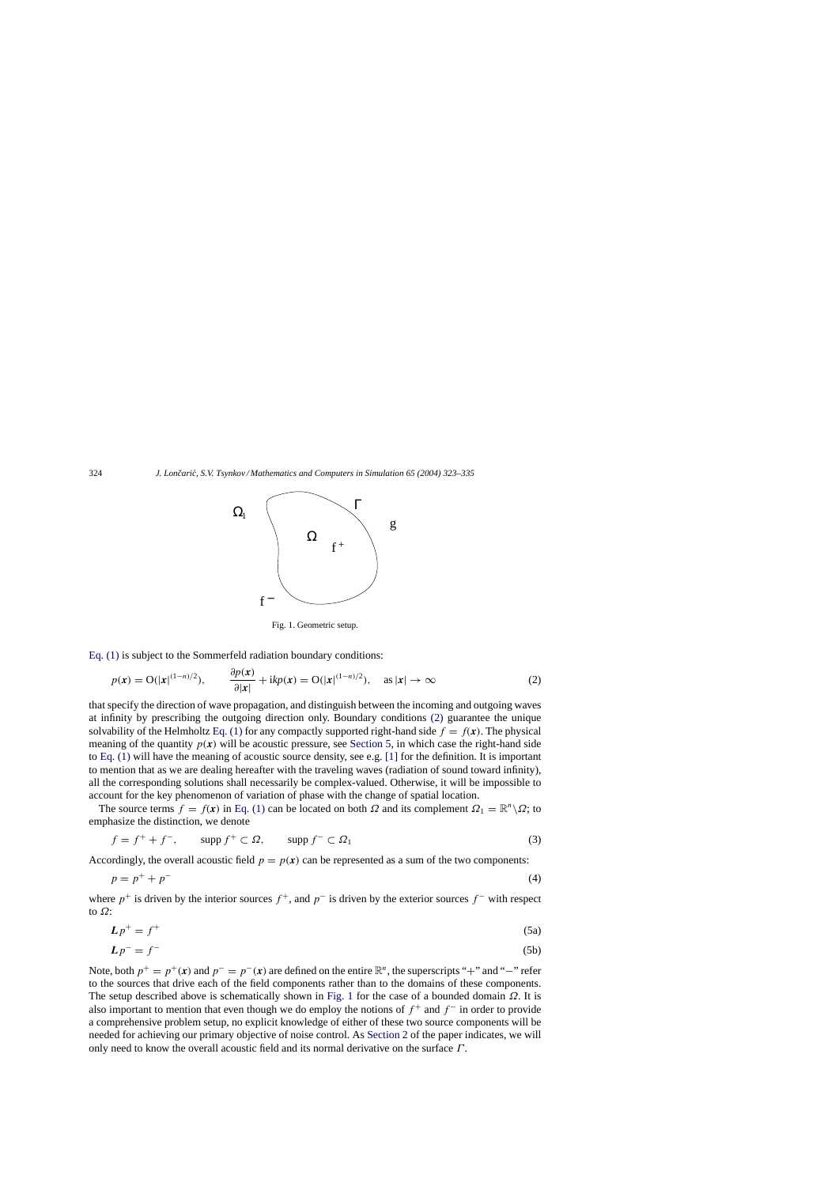Fig. 1. Geometric setup.

Eq. (1) is subject to the Sommerfeld radiation boundary conditions:

$$p(\boldsymbol{x}) = \mathrm{O}(|\boldsymbol{x}|^{(1-n)/2}), \qquad \frac{\partial p(\boldsymbol{x})}{\partial |\boldsymbol{x}|} + \mathrm{i}kp(\boldsymbol{x}) = \mathrm{O}(|\boldsymbol{x}|^{(1-n)/2}), \quad \text{as } |\boldsymbol{x}| \to \infty \tag{2}$$

that specify the direction of wave propagation, and distinguish between the incoming and outgoing waves at infinity by prescribing the outgoing direction only. Boundary conditions (2) guarantee the unique solvability of the Helmholtz Eq. (1) for any compactly supported right-hand side $f = f(\boldsymbol{x})$. The physical meaning of the quantity $p(\boldsymbol{x})$ will be acoustic pressure, see Section 5, in which case the right-hand side to Eq. (1) will have the meaning of acoustic source density, see e.g. [1] for the definition. It is important to mention that as we are dealing hereafter with the traveling waves (radiation of sound toward infinity), all the corresponding solutions shall necessarily be complex-valued. Otherwise, it will be impossible to account for the key phenomenon of variation of phase with the change of spatial location.

The source terms $f = f(\boldsymbol{x})$ in Eq. (1) can be located on both $\Omega$ and its complement $\Omega_1 = \mathbb{R}^n \backslash \Omega$; to emphasize the distinction, we denote

$$f = f^+ + f^-, \qquad \operatorname{supp} f^+ \subset \Omega, \qquad \operatorname{supp} f^- \subset \Omega_1 \tag{3}$$

Accordingly, the overall acoustic field $p = p(\boldsymbol{x})$ can be represented as a sum of the two components:

$$p = p^+ + p^- \tag{4}$$

where $p^+$ is driven by the interior sources $f^+$, and $p^-$ is driven by the exterior sources $f^-$ with respect to $\Omega$:

$$\boldsymbol{L}p^+ = f^+ \tag{5a}$$

$$\boldsymbol{L}p^- = f^- \tag{5b}$$

Note, both $p^+ = p^+(\boldsymbol{x})$ and $p^- = p^-(\boldsymbol{x})$ are defined on the entire $\mathbb{R}^n$, the superscripts "+" and "−" refer to the sources that drive each of the field components rather than to the domains of these components. The setup described above is schematically shown in Fig. 1 for the case of a bounded domain $\Omega$. It is also important to mention that even though we do employ the notions of $f^+$ and $f^-$ in order to provide a comprehensive problem setup, no explicit knowledge of either of these two source components will be needed for achieving our primary objective of noise control. As Section 2 of the paper indicates, we will only need to know the overall acoustic field and its normal derivative on the surface $\Gamma$.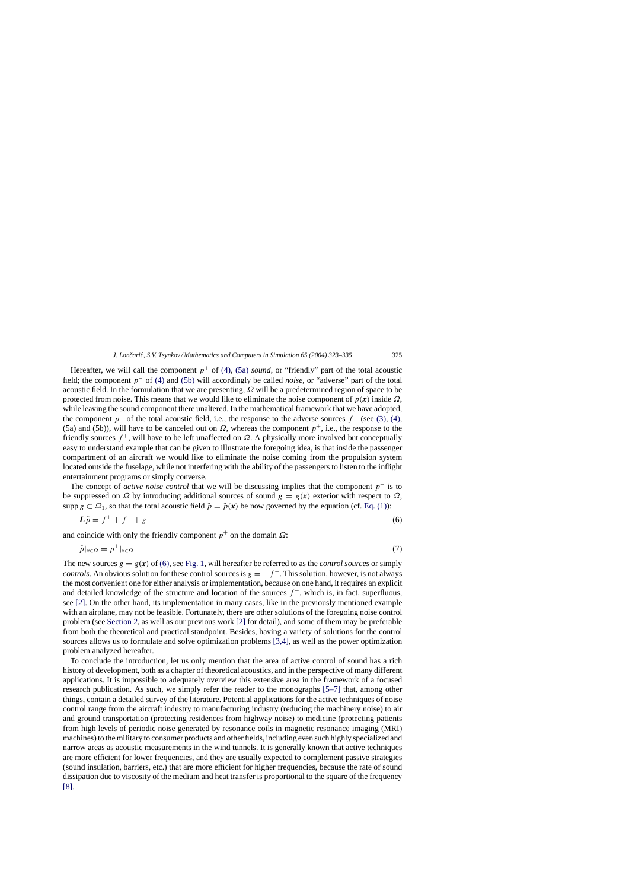Hereafter, we will call the component $p^+$ of (4), (5a) *sound*, or "friendly" part of the total acoustic field; the component $p^-$ of (4) and (5b) will accordingly be called *noise*, or "adverse" part of the total acoustic field. In the formulation that we are presenting, $\Omega$ will be a predetermined region of space to be protected from noise. This means that we would like to eliminate the noise component of $p(\boldsymbol{x})$ inside $\Omega$, while leaving the sound component there unaltered. In the mathematical framework that we have adopted, the component $p^-$ of the total acoustic field, i.e., the response to the adverse sources $f^-$ (see (3), (4), (5a) and (5b)), will have to be canceled out on $\Omega$, whereas the component $p^+$, i.e., the response to the friendly sources $f^+$, will have to be left unaffected on $\Omega$. A physically more involved but conceptually easy to understand example that can be given to illustrate the foregoing idea, is that inside the passenger compartment of an aircraft we would like to eliminate the noise coming from the propulsion system located outside the fuselage, while not interfering with the ability of the passengers to listen to the inflight entertainment programs or simply converse.

The concept of *active noise control* that we will be discussing implies that the component $p^-$ is to be suppressed on $\Omega$ by introducing additional sources of sound $g = g(\boldsymbol{x})$ exterior with respect to $\Omega$, $\operatorname{supp} g \subset \Omega_1$, so that the total acoustic field $\tilde{p} = \tilde{p}(\boldsymbol{x})$ be now governed by the equation (cf. Eq. (1)):

$$\boldsymbol{L}\tilde{p} = f^+ + f^- + g \tag{6}$$

and coincide with only the friendly component $p^+$ on the domain $\Omega$:

$$\tilde{p}|_{x\in\Omega} = p^+|_{x\in\Omega} \tag{7}$$

The new sources $g = g(\boldsymbol{x})$ of (6), see Fig. 1, will hereafter be referred to as the *control sources* or simply *controls*. An obvious solution for these control sources is $g = -f^-$. This solution, however, is not always the most convenient one for either analysis or implementation, because on one hand, it requires an explicit and detailed knowledge of the structure and location of the sources $f^-$, which is, in fact, superfluous, see [2]. On the other hand, its implementation in many cases, like in the previously mentioned example with an airplane, may not be feasible. Fortunately, there are other solutions of the foregoing noise control problem (see Section 2, as well as our previous work [2] for detail), and some of them may be preferable from both the theoretical and practical standpoint. Besides, having a variety of solutions for the control sources allows us to formulate and solve optimization problems [3,4], as well as the power optimization problem analyzed hereafter.

To conclude the introduction, let us only mention that the area of active control of sound has a rich history of development, both as a chapter of theoretical acoustics, and in the perspective of many different applications. It is impossible to adequately overview this extensive area in the framework of a focused research publication. As such, we simply refer the reader to the monographs [5–7] that, among other things, contain a detailed survey of the literature. Potential applications for the active techniques of noise control range from the aircraft industry to manufacturing industry (reducing the machinery noise) to air and ground transportation (protecting residences from highway noise) to medicine (protecting patients from high levels of periodic noise generated by resonance coils in magnetic resonance imaging (MRI) machines) to the military to consumer products and other fields, including even such highly specialized and narrow areas as acoustic measurements in the wind tunnels. It is generally known that active techniques are more efficient for lower frequencies, and they are usually expected to complement passive strategies (sound insulation, barriers, etc.) that are more efficient for higher frequencies, because the rate of sound dissipation due to viscosity of the medium and heat transfer is proportional to the square of the frequency [8].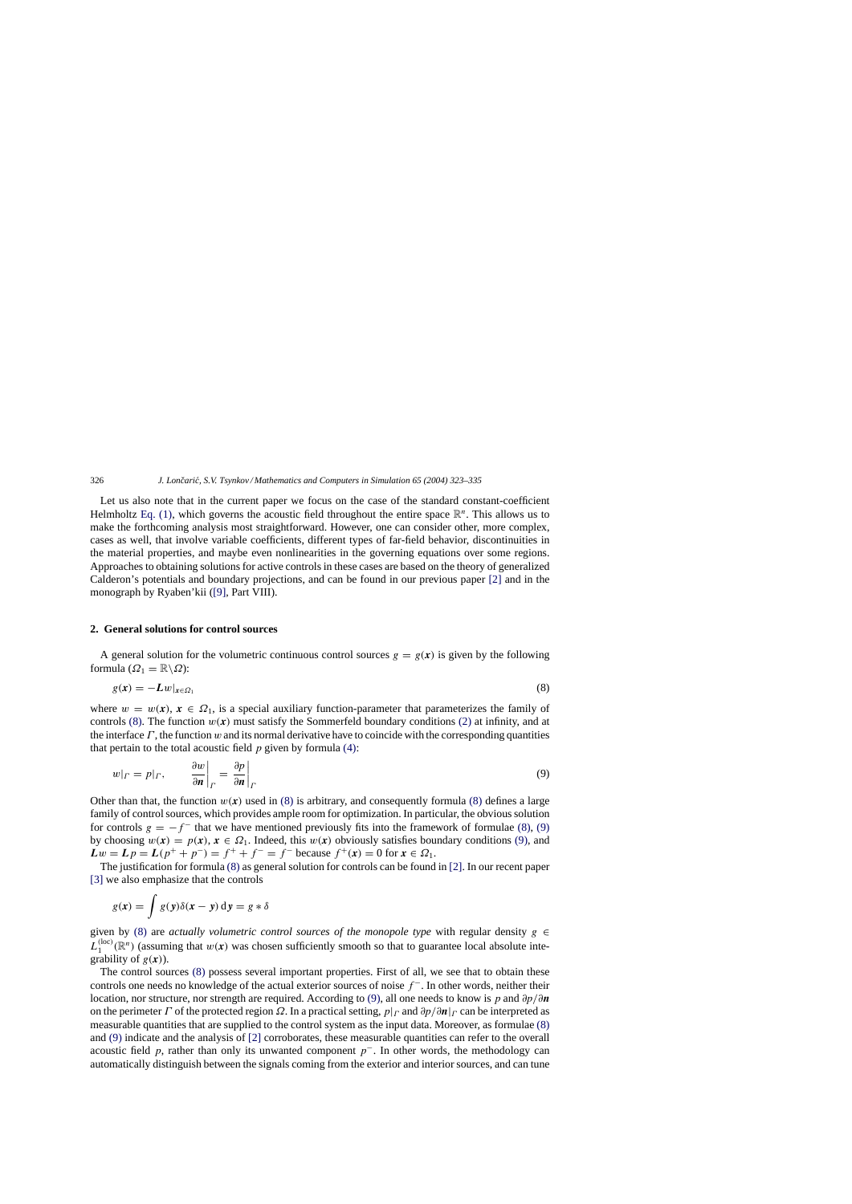Let us also note that in the current paper we focus on the case of the standard constant-coefficient Helmholtz Eq. (1), which governs the acoustic field throughout the entire space $\mathbb{R}^n$. This allows us to make the forthcoming analysis most straightforward. However, one can consider other, more complex, cases as well, that involve variable coefficients, different types of far-field behavior, discontinuities in the material properties, and maybe even nonlinearities in the governing equations over some regions. Approaches to obtaining solutions for active controls in these cases are based on the theory of generalized Calderon's potentials and boundary projections, and can be found in our previous paper [2] and in the monograph by Ryaben'kii ([9], Part VIII).

## 2. General solutions for control sources

A general solution for the volumetric continuous control sources $g = g(\boldsymbol{x})$ is given by the following formula ($\Omega_1 = \mathbb{R}\backslash\Omega$):

$$g(\boldsymbol{x}) = -\boldsymbol{L}w|_{\boldsymbol{x}\in\Omega_1} \tag{8}$$

where $w = w(\boldsymbol{x})$, $\boldsymbol{x} \in \Omega_1$, is a special auxiliary function-parameter that parameterizes the family of controls (8). The function $w(\boldsymbol{x})$ must satisfy the Sommerfeld boundary conditions (2) at infinity, and at the interface $\Gamma$, the function $w$ and its normal derivative have to coincide with the corresponding quantities that pertain to the total acoustic field $p$ given by formula (4):

$$w|_\Gamma = p|_\Gamma, \qquad \left.\frac{\partial w}{\partial \boldsymbol{n}}\right|_\Gamma = \left.\frac{\partial p}{\partial \boldsymbol{n}}\right|_\Gamma \tag{9}$$

Other than that, the function $w(\boldsymbol{x})$ used in (8) is arbitrary, and consequently formula (8) defines a large family of control sources, which provides ample room for optimization. In particular, the obvious solution for controls $g = -f^-$ that we have mentioned previously fits into the framework of formulae (8), (9) by choosing $w(\boldsymbol{x}) = p(\boldsymbol{x})$, $\boldsymbol{x} \in \Omega_1$. Indeed, this $w(\boldsymbol{x})$ obviously satisfies boundary conditions (9), and $\boldsymbol{L}w = \boldsymbol{L}p = \boldsymbol{L}(p^+ + p^-) = f^+ + f^- = f^-$ because $f^+(\boldsymbol{x}) = 0$ for $\boldsymbol{x} \in \Omega_1$.

The justification for formula (8) as general solution for controls can be found in [2]. In our recent paper [3] we also emphasize that the controls

$$g(\boldsymbol{x}) = \int g(\boldsymbol{y})\delta(\boldsymbol{x} - \boldsymbol{y})\,\mathrm{d}\boldsymbol{y} = g * \delta$$

given by (8) are *actually volumetric control sources of the monopole type* with regular density $g \in L_1^{(\mathrm{loc})}(\mathbb{R}^n)$ (assuming that $w(\boldsymbol{x})$ was chosen sufficiently smooth so that to guarantee local absolute integrability of $g(\boldsymbol{x})$).

The control sources (8) possess several important properties. First of all, we see that to obtain these controls one needs no knowledge of the actual exterior sources of noise $f^-$. In other words, neither their location, nor structure, nor strength are required. According to (9), all one needs to know is $p$ and $\partial p/\partial \boldsymbol{n}$ on the perimeter $\Gamma$ of the protected region $\Omega$. In a practical setting, $p|_\Gamma$ and $\partial p/\partial \boldsymbol{n}|_\Gamma$ can be interpreted as measurable quantities that are supplied to the control system as the input data. Moreover, as formulae (8) and (9) indicate and the analysis of [2] corroborates, these measurable quantities can refer to the overall acoustic field $p$, rather than only its unwanted component $p^-$. In other words, the methodology can automatically distinguish between the signals coming from the exterior and interior sources, and can tune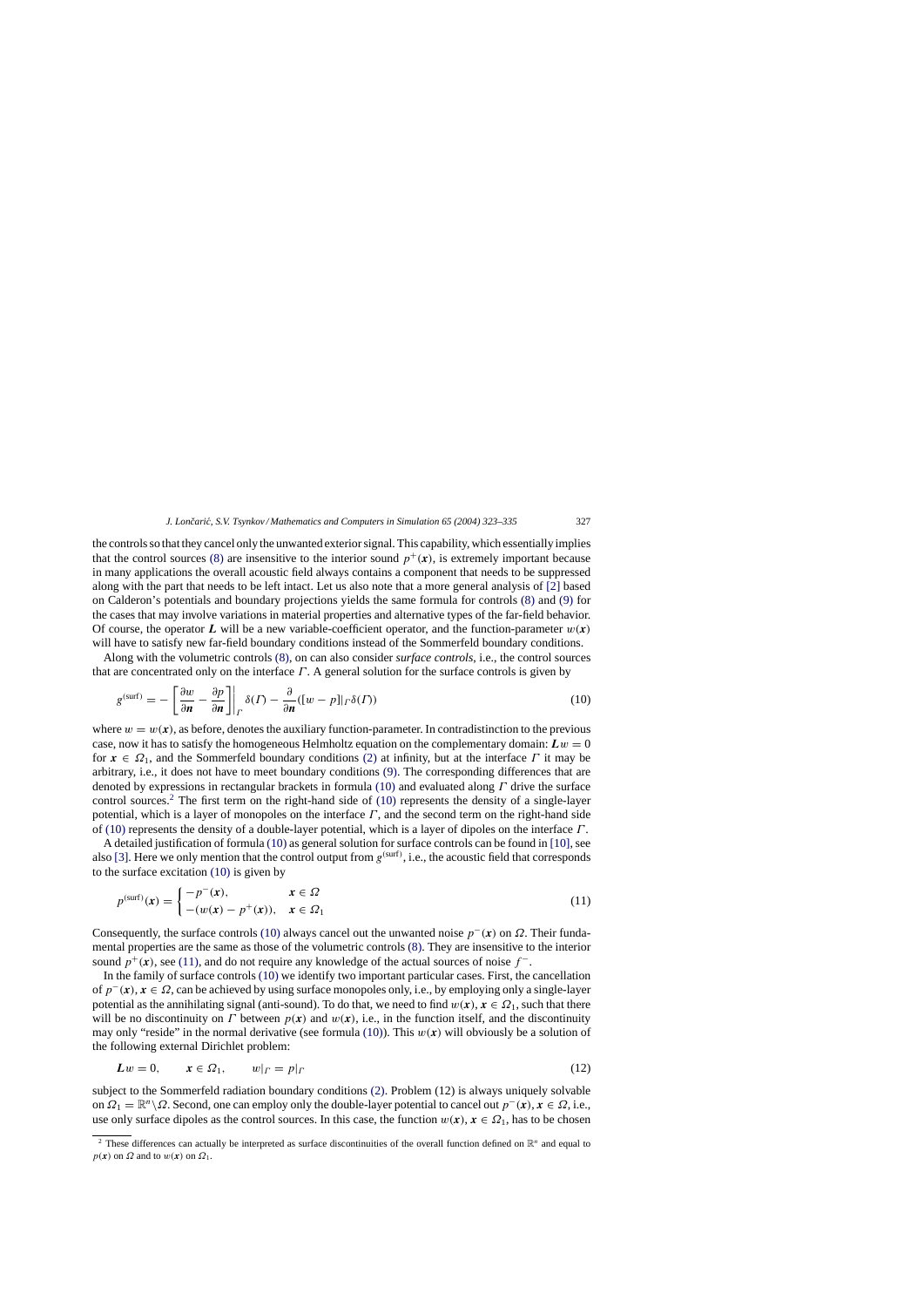the controls so that they cancel only the unwanted exterior signal. This capability, which essentially implies that the control sources (8) are insensitive to the interior sound $p^+(\boldsymbol{x})$, is extremely important because in many applications the overall acoustic field always contains a component that needs to be suppressed along with the part that needs to be left intact. Let us also note that a more general analysis of [2] based on Calderon's potentials and boundary projections yields the same formula for controls (8) and (9) for the cases that may involve variations in material properties and alternative types of the far-field behavior. Of course, the operator $\boldsymbol{L}$ will be a new variable-coefficient operator, and the function-parameter $w(\boldsymbol{x})$ will have to satisfy new far-field boundary conditions instead of the Sommerfeld boundary conditions.

Along with the volumetric controls (8), on can also consider *surface controls*, i.e., the control sources that are concentrated only on the interface $\Gamma$. A general solution for the surface controls is given by

$$g^{(\text{surf})} = -\left[\frac{\partial w}{\partial \boldsymbol{n}} - \frac{\partial p}{\partial \boldsymbol{n}}\right]\bigg|_{\Gamma} \delta(\Gamma) - \frac{\partial}{\partial \boldsymbol{n}}([w-p]|_{\Gamma}\delta(\Gamma)) \tag{10}$$

where $w = w(\boldsymbol{x})$, as before, denotes the auxiliary function-parameter. In contradistinction to the previous case, now it has to satisfy the homogeneous Helmholtz equation on the complementary domain: $\boldsymbol{L}w = 0$ for $\boldsymbol{x} \in \Omega_1$, and the Sommerfeld boundary conditions (2) at infinity, but at the interface $\Gamma$ it may be arbitrary, i.e., it does not have to meet boundary conditions (9). The corresponding differences that are denoted by expressions in rectangular brackets in formula (10) and evaluated along $\Gamma$ drive the surface control sources.[2] The first term on the right-hand side of (10) represents the density of a single-layer potential, which is a layer of monopoles on the interface $\Gamma$, and the second term on the right-hand side of (10) represents the density of a double-layer potential, which is a layer of dipoles on the interface $\Gamma$.

A detailed justification of formula (10) as general solution for surface controls can be found in [10], see also [3]. Here we only mention that the control output from $g^{(\text{surf})}$, i.e., the acoustic field that corresponds to the surface excitation (10) is given by

$$p^{(\text{surf})}(\boldsymbol{x}) = \begin{cases} -p^-(\boldsymbol{x}), & \boldsymbol{x} \in \Omega \\ -(w(\boldsymbol{x}) - p^+(\boldsymbol{x})), & \boldsymbol{x} \in \Omega_1 \end{cases} \tag{11}$$

Consequently, the surface controls (10) always cancel out the unwanted noise $p^-(\boldsymbol{x})$ on $\Omega$. Their fundamental properties are the same as those of the volumetric controls (8). They are insensitive to the interior sound $p^+(\boldsymbol{x})$, see (11), and do not require any knowledge of the actual sources of noise $f^-$.

In the family of surface controls (10) we identify two important particular cases. First, the cancellation of $p^-(\boldsymbol{x})$, $\boldsymbol{x} \in \Omega$, can be achieved by using surface monopoles only, i.e., by employing only a single-layer potential as the annihilating signal (anti-sound). To do that, we need to find $w(\boldsymbol{x})$, $\boldsymbol{x} \in \Omega_1$, such that there will be no discontinuity on $\Gamma$ between $p(\boldsymbol{x})$ and $w(\boldsymbol{x})$, i.e., in the function itself, and the discontinuity may only "reside" in the normal derivative (see formula (10)). This $w(\boldsymbol{x})$ will obviously be a solution of the following external Dirichlet problem:

$$\boldsymbol{L}w = 0, \qquad \boldsymbol{x} \in \Omega_1, \qquad w|_{\Gamma} = p|_{\Gamma} \tag{12}$$

subject to the Sommerfeld radiation boundary conditions (2). Problem (12) is always uniquely solvable on $\Omega_1 = \mathbb{R}^n \backslash \Omega$. Second, one can employ only the double-layer potential to cancel out $p^-(\boldsymbol{x})$, $\boldsymbol{x} \in \Omega$, i.e., use only surface dipoles as the control sources. In this case, the function $w(\boldsymbol{x})$, $\boldsymbol{x} \in \Omega_1$, has to be chosen

[2] These differences can actually be interpreted as surface discontinuities of the overall function defined on $\mathbb{R}^n$ and equal to $p(\boldsymbol{x})$ on $\Omega$ and to $w(\boldsymbol{x})$ on $\Omega_1$.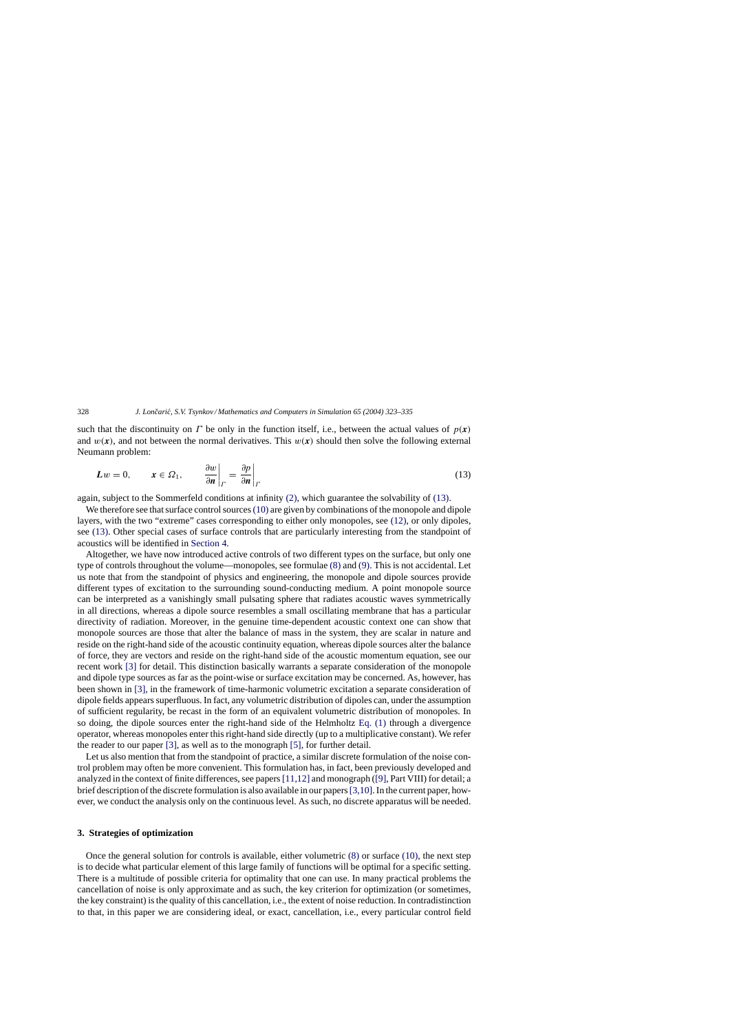such that the discontinuity on $\Gamma$ be only in the function itself, i.e., between the actual values of $p(\boldsymbol{x})$ and $w(\boldsymbol{x})$, and not between the normal derivatives. This $w(\boldsymbol{x})$ should then solve the following external Neumann problem:

$$\boldsymbol{L}w = 0, \qquad \boldsymbol{x} \in \Omega_1, \qquad \left.\frac{\partial w}{\partial \boldsymbol{n}}\right|_{\Gamma} = \left.\frac{\partial p}{\partial \boldsymbol{n}}\right|_{\Gamma} \tag{13}$$

again, subject to the Sommerfeld conditions at infinity (2), which guarantee the solvability of (13).

We therefore see that surface control sources (10) are given by combinations of the monopole and dipole layers, with the two "extreme" cases corresponding to either only monopoles, see (12), or only dipoles, see (13). Other special cases of surface controls that are particularly interesting from the standpoint of acoustics will be identified in Section 4.

Altogether, we have now introduced active controls of two different types on the surface, but only one type of controls throughout the volume—monopoles, see formulae (8) and (9). This is not accidental. Let us note that from the standpoint of physics and engineering, the monopole and dipole sources provide different types of excitation to the surrounding sound-conducting medium. A point monopole source can be interpreted as a vanishingly small pulsating sphere that radiates acoustic waves symmetrically in all directions, whereas a dipole source resembles a small oscillating membrane that has a particular directivity of radiation. Moreover, in the genuine time-dependent acoustic context one can show that monopole sources are those that alter the balance of mass in the system, they are scalar in nature and reside on the right-hand side of the acoustic continuity equation, whereas dipole sources alter the balance of force, they are vectors and reside on the right-hand side of the acoustic momentum equation, see our recent work [3] for detail. This distinction basically warrants a separate consideration of the monopole and dipole type sources as far as the point-wise or surface excitation may be concerned. As, however, has been shown in [3], in the framework of time-harmonic volumetric excitation a separate consideration of dipole fields appears superfluous. In fact, any volumetric distribution of dipoles can, under the assumption of sufficient regularity, be recast in the form of an equivalent volumetric distribution of monopoles. In so doing, the dipole sources enter the right-hand side of the Helmholtz Eq. (1) through a divergence operator, whereas monopoles enter this right-hand side directly (up to a multiplicative constant). We refer the reader to our paper [3], as well as to the monograph [5], for further detail.

Let us also mention that from the standpoint of practice, a similar discrete formulation of the noise control problem may often be more convenient. This formulation has, in fact, been previously developed and analyzed in the context of finite differences, see papers [11,12] and monograph ([9], Part VIII) for detail; a brief description of the discrete formulation is also available in our papers [3,10]. In the current paper, however, we conduct the analysis only on the continuous level. As such, no discrete apparatus will be needed.

## 3. Strategies of optimization

Once the general solution for controls is available, either volumetric (8) or surface (10), the next step is to decide what particular element of this large family of functions will be optimal for a specific setting. There is a multitude of possible criteria for optimality that one can use. In many practical problems the cancellation of noise is only approximate and as such, the key criterion for optimization (or sometimes, the key constraint) is the quality of this cancellation, i.e., the extent of noise reduction. In contradistinction to that, in this paper we are considering ideal, or exact, cancellation, i.e., every particular control field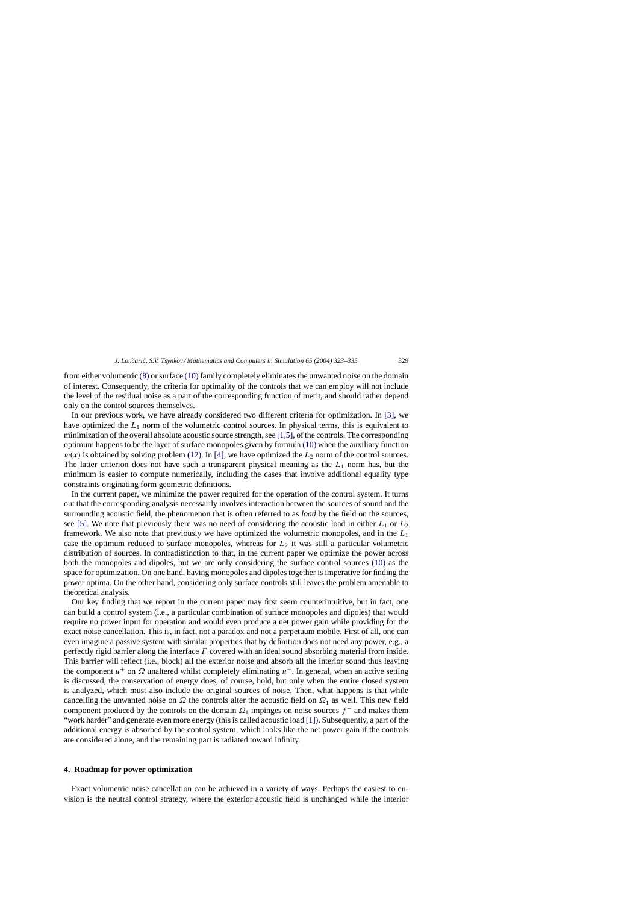from either volumetric (8) or surface (10) family completely eliminates the unwanted noise on the domain of interest. Consequently, the criteria for optimality of the controls that we can employ will not include the level of the residual noise as a part of the corresponding function of merit, and should rather depend only on the control sources themselves.

In our previous work, we have already considered two different criteria for optimization. In [3], we have optimized the $L_1$ norm of the volumetric control sources. In physical terms, this is equivalent to minimization of the overall absolute acoustic source strength, see [1,5], of the controls. The corresponding optimum happens to be the layer of surface monopoles given by formula (10) when the auxiliary function $w(\boldsymbol{x})$ is obtained by solving problem (12). In [4], we have optimized the $L_2$ norm of the control sources. The latter criterion does not have such a transparent physical meaning as the $L_1$ norm has, but the minimum is easier to compute numerically, including the cases that involve additional equality type constraints originating form geometric definitions.

In the current paper, we minimize the power required for the operation of the control system. It turns out that the corresponding analysis necessarily involves interaction between the sources of sound and the surrounding acoustic field, the phenomenon that is often referred to as *load* by the field on the sources, see [5]. We note that previously there was no need of considering the acoustic load in either $L_1$ or $L_2$ framework. We also note that previously we have optimized the volumetric monopoles, and in the $L_1$ case the optimum reduced to surface monopoles, whereas for $L_2$ it was still a particular volumetric distribution of sources. In contradistinction to that, in the current paper we optimize the power across both the monopoles and dipoles, but we are only considering the surface control sources (10) as the space for optimization. On one hand, having monopoles and dipoles together is imperative for finding the power optima. On the other hand, considering only surface controls still leaves the problem amenable to theoretical analysis.

Our key finding that we report in the current paper may first seem counterintuitive, but in fact, one can build a control system (i.e., a particular combination of surface monopoles and dipoles) that would require no power input for operation and would even produce a net power gain while providing for the exact noise cancellation. This is, in fact, not a paradox and not a perpetuum mobile. First of all, one can even imagine a passive system with similar properties that by definition does not need any power, e.g., a perfectly rigid barrier along the interface $\Gamma$ covered with an ideal sound absorbing material from inside. This barrier will reflect (i.e., block) all the exterior noise and absorb all the interior sound thus leaving the component $u^+$ on $\Omega$ unaltered whilst completely eliminating $u^-$. In general, when an active setting is discussed, the conservation of energy does, of course, hold, but only when the entire closed system is analyzed, which must also include the original sources of noise. Then, what happens is that while cancelling the unwanted noise on $\Omega$ the controls alter the acoustic field on $\Omega_1$ as well. This new field component produced by the controls on the domain $\Omega_1$ impinges on noise sources $f^-$ and makes them "work harder" and generate even more energy (this is called acoustic load [1]). Subsequently, a part of the additional energy is absorbed by the control system, which looks like the net power gain if the controls are considered alone, and the remaining part is radiated toward infinity.

## 4. Roadmap for power optimization

Exact volumetric noise cancellation can be achieved in a variety of ways. Perhaps the easiest to envision is the neutral control strategy, where the exterior acoustic field is unchanged while the interior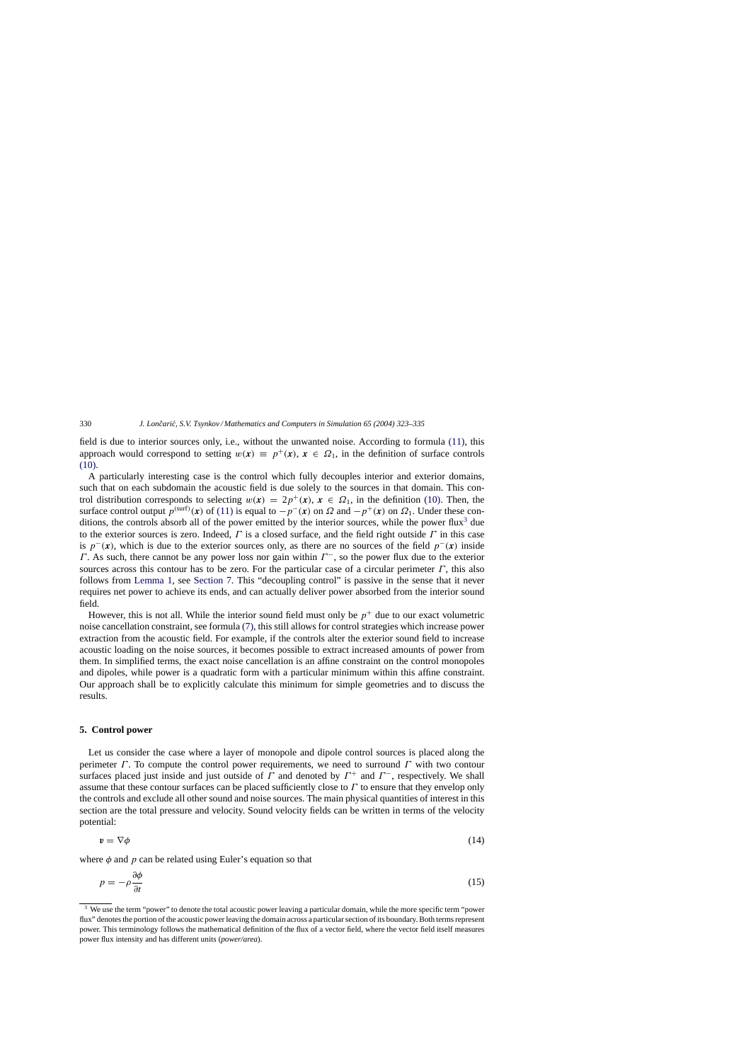field is due to interior sources only, i.e., without the unwanted noise. According to formula (11), this approach would correspond to setting $w(\boldsymbol{x}) \equiv p^{+}(\boldsymbol{x})$, $\boldsymbol{x} \in \Omega_1$, in the definition of surface controls (10).

A particularly interesting case is the control which fully decouples interior and exterior domains, such that on each subdomain the acoustic field is due solely to the sources in that domain. This control distribution corresponds to selecting $w(\boldsymbol{x}) = 2p^{+}(\boldsymbol{x})$, $\boldsymbol{x} \in \Omega_1$, in the definition (10). Then, the surface control output $p^{(\text{surf})}(\boldsymbol{x})$ of (11) is equal to $-p^{-}(\boldsymbol{x})$ on $\Omega$ and $-p^{+}(\boldsymbol{x})$ on $\Omega_1$. Under these conditions, the controls absorb all of the power emitted by the interior sources, while the power flux[3] due to the exterior sources is zero. Indeed, $\Gamma$ is a closed surface, and the field right outside $\Gamma$ in this case is $p^{-}(\boldsymbol{x})$, which is due to the exterior sources only, as there are no sources of the field $p^{-}(\boldsymbol{x})$ inside $\Gamma$. As such, there cannot be any power loss nor gain within $\Gamma^{-}$, so the power flux due to the exterior sources across this contour has to be zero. For the particular case of a circular perimeter $\Gamma$, this also follows from Lemma 1, see Section 7. This "decoupling control" is passive in the sense that it never requires net power to achieve its ends, and can actually deliver power absorbed from the interior sound field.

However, this is not all. While the interior sound field must only be $p^{+}$ due to our exact volumetric noise cancellation constraint, see formula (7), this still allows for control strategies which increase power extraction from the acoustic field. For example, if the controls alter the exterior sound field to increase acoustic loading on the noise sources, it becomes possible to extract increased amounts of power from them. In simplified terms, the exact noise cancellation is an affine constraint on the control monopoles and dipoles, while power is a quadratic form with a particular minimum within this affine constraint. Our approach shall be to explicitly calculate this minimum for simple geometries and to discuss the results.

## 5. Control power

Let us consider the case where a layer of monopole and dipole control sources is placed along the perimeter $\Gamma$. To compute the control power requirements, we need to surround $\Gamma$ with two contour surfaces placed just inside and just outside of $\Gamma$ and denoted by $\Gamma^{+}$ and $\Gamma^{-}$, respectively. We shall assume that these contour surfaces can be placed sufficiently close to $\Gamma$ to ensure that they envelop only the controls and exclude all other sound and noise sources. The main physical quantities of interest in this section are the total pressure and velocity. Sound velocity fields can be written in terms of the velocity potential:

$$\boldsymbol{v} = \nabla\phi \tag{14}$$

where $\phi$ and $p$ can be related using Euler's equation so that

$$p = -\rho\frac{\partial\phi}{\partial t} \tag{15}$$

[3] We use the term "power" to denote the total acoustic power leaving a particular domain, while the more specific term "power flux" denotes the portion of the acoustic power leaving the domain across a particular section of its boundary. Both terms represent power. This terminology follows the mathematical definition of the flux of a vector field, where the vector field itself measures power flux intensity and has different units (*power/area*).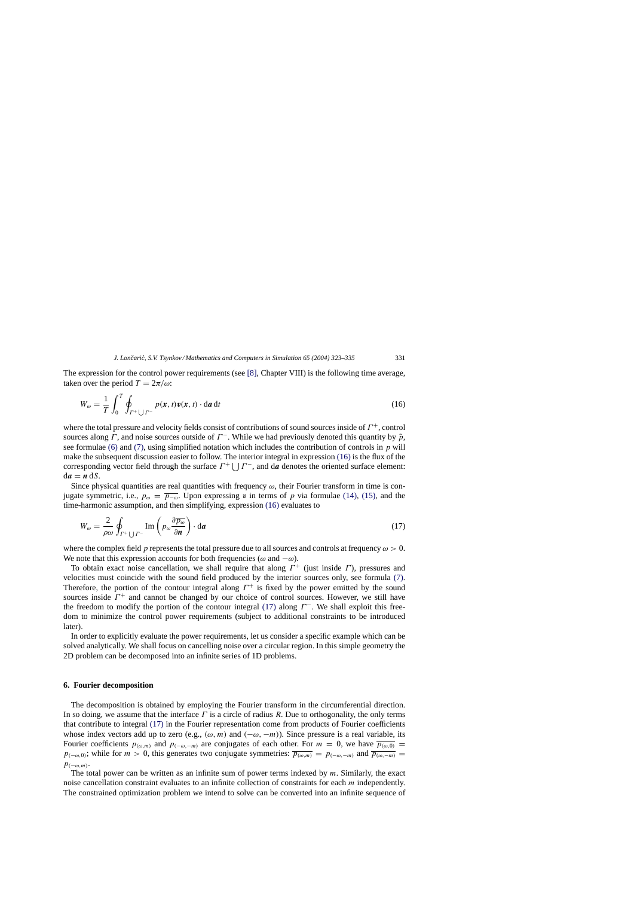The expression for the control power requirements (see [8], Chapter VIII) is the following time average, taken over the period $T = 2\pi/\omega$:

$$W_\omega = \frac{1}{T}\int_0^T \oint_{\Gamma^+ \bigcup \Gamma^-} p(\boldsymbol{x}, t)\boldsymbol{v}(\boldsymbol{x}, t) \cdot \mathrm{d}\boldsymbol{a}\, \mathrm{d}t \tag{16}$$

where the total pressure and velocity fields consist of contributions of sound sources inside of $\Gamma^+$, control sources along $\Gamma$, and noise sources outside of $\Gamma^-$. While we had previously denoted this quantity by $\tilde{p}$, see formulae (6) and (7), using simplified notation which includes the contribution of controls in $p$ will make the subsequent discussion easier to follow. The interior integral in expression (16) is the flux of the corresponding vector field through the surface $\Gamma^+ \bigcup \Gamma^-$, and $\mathrm{d}\boldsymbol{a}$ denotes the oriented surface element: $\mathrm{d}\boldsymbol{a} = \boldsymbol{n}\, \mathrm{d}S$.

Since physical quantities are real quantities with frequency $\omega$, their Fourier transform in time is conjugate symmetric, i.e., $p_\omega = \overline{p_{-\omega}}$. Upon expressing $\boldsymbol{v}$ in terms of $p$ via formulae (14), (15), and the time-harmonic assumption, and then simplifying, expression (16) evaluates to

$$W_\omega = \frac{2}{\rho\omega}\oint_{\Gamma^+ \bigcup \Gamma^-} \mathrm{Im}\left(p_\omega \frac{\partial \overline{p_\omega}}{\partial \boldsymbol{n}}\right) \cdot \mathrm{d}\boldsymbol{a} \tag{17}$$

where the complex field $p$ represents the total pressure due to all sources and controls at frequency $\omega > 0$. We note that this expression accounts for both frequencies ($\omega$ and $-\omega$).

To obtain exact noise cancellation, we shall require that along $\Gamma^+$ (just inside $\Gamma$), pressures and velocities must coincide with the sound field produced by the interior sources only, see formula (7). Therefore, the portion of the contour integral along $\Gamma^+$ is fixed by the power emitted by the sound sources inside $\Gamma^+$ and cannot be changed by our choice of control sources. However, we still have the freedom to modify the portion of the contour integral (17) along $\Gamma^-$. We shall exploit this freedom to minimize the control power requirements (subject to additional constraints to be introduced later).

In order to explicitly evaluate the power requirements, let us consider a specific example which can be solved analytically. We shall focus on cancelling noise over a circular region. In this simple geometry the 2D problem can be decomposed into an infinite series of 1D problems.

## 6. Fourier decomposition

The decomposition is obtained by employing the Fourier transform in the circumferential direction. In so doing, we assume that the interface $\Gamma$ is a circle of radius $R$. Due to orthogonality, the only terms that contribute to integral (17) in the Fourier representation come from products of Fourier coefficients whose index vectors add up to zero (e.g., $(\omega, m)$ and $(-\omega, -m)$). Since pressure is a real variable, its Fourier coefficients $p_{(\omega,m)}$ and $p_{(-\omega,-m)}$ are conjugates of each other. For $m = 0$, we have $\overline{p_{(\omega,0)}} = p_{(-\omega,0)}$; while for $m > 0$, this generates two conjugate symmetries: $\overline{p_{(\omega,m)}} = p_{(-\omega,-m)}$ and $\overline{p_{(\omega,-m)}} = p_{(-\omega,m)}$.

The total power can be written as an infinite sum of power terms indexed by $m$. Similarly, the exact noise cancellation constraint evaluates to an infinite collection of constraints for each $m$ independently. The constrained optimization problem we intend to solve can be converted into an infinite sequence of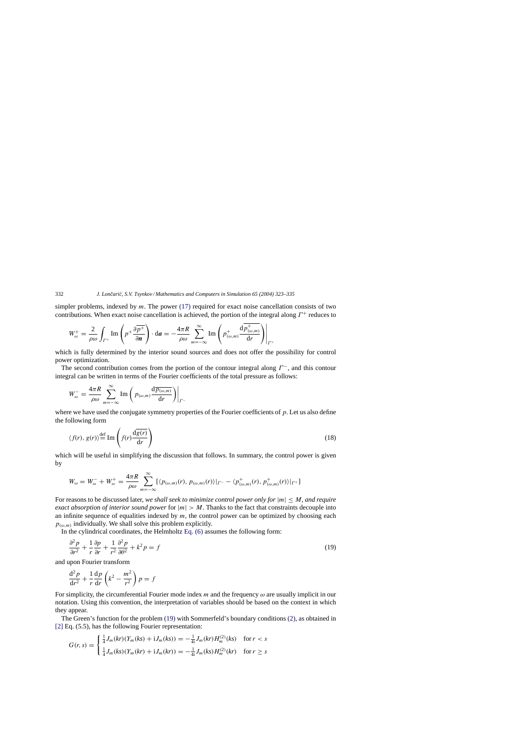simpler problems, indexed by $m$. The power (17) required for exact noise cancellation consists of two contributions. When exact noise cancellation is achieved, the portion of the integral along $\Gamma^+$ reduces to

$$W_{\omega}^{+} = \frac{2}{\rho\omega}\int_{\Gamma^+} \mathrm{Im}\left(p^+\frac{\partial\overline{p^+}}{\partial \boldsymbol{n}}\right)\cdot \mathrm{d}\boldsymbol{a} = -\frac{4\pi R}{\rho\omega}\sum_{m=-\infty}^{\infty}\mathrm{Im}\left(p^+_{(\omega,m)}\frac{\mathrm{d}\overline{p^+_{(\omega,m)}}}{\mathrm{d}r}\right)\Bigg|_{\Gamma^+}$$

which is fully determined by the interior sound sources and does not offer the possibility for control power optimization.

The second contribution comes from the portion of the contour integral along $\Gamma^-$, and this contour integral can be written in terms of the Fourier coefficients of the total pressure as follows:

$$W_{\omega}^{-} = \frac{4\pi R}{\rho\omega}\sum_{m=-\infty}^{\infty}\mathrm{Im}\left(p_{(\omega,m)}\frac{\mathrm{d}\overline{p_{(\omega,m)}}}{\mathrm{d}r}\right)\Bigg|_{\Gamma^-}$$

where we have used the conjugate symmetry properties of the Fourier coefficients of $p$. Let us also define the following form

$$\langle f(r), g(r)\rangle \stackrel{\mathrm{def}}{=} \mathrm{Im}\left(f(r)\frac{\mathrm{d}\overline{g(r)}}{\mathrm{d}r}\right) \tag{18}$$

which will be useful in simplifying the discussion that follows. In summary, the control power is given by

$$W_{\omega} = W_{\omega}^{-} + W_{\omega}^{+} = \frac{4\pi R}{\rho\omega}\sum_{m=-\infty}^{\infty}[\langle p_{(\omega,m)}(r), p_{(\omega,m)}(r)\rangle|_{\Gamma^-} - \langle p^+_{(\omega,m)}(r), p^+_{(\omega,m)}(r)\rangle|_{\Gamma^+}]$$

For reasons to be discussed later, *we shall seek to minimize control power only for* $|m| \le M$, *and require exact absorption of interior sound power* for $|m| > M$. Thanks to the fact that constraints decouple into an infinite sequence of equalities indexed by $m$, the control power can be optimized by choosing each $p_{(\omega,m)}$ individually. We shall solve this problem explicitly.

In the cylindrical coordinates, the Helmholtz Eq. (6) assumes the following form:

$$\frac{\partial^2 p}{\partial r^2} + \frac{1}{r}\frac{\partial p}{\partial r} + \frac{1}{r^2}\frac{\partial^2 p}{\partial \theta^2} + k^2 p = f \tag{19}$$

and upon Fourier transform

$$\frac{\mathrm{d}^2 p}{\mathrm{d}r^2} + \frac{1}{r}\frac{\mathrm{d}p}{\mathrm{d}r}\left(k^2 - \frac{m^2}{r^2}\right)p = f$$

For simplicity, the circumferential Fourier mode index $m$ and the frequency $\omega$ are usually implicit in our notation. Using this convention, the interpretation of variables should be based on the context in which they appear.

The Green's function for the problem (19) with Sommerfeld's boundary conditions (2), as obtained in [2] Eq. (5.5), has the following Fourier representation:

$$G(r,s) = \begin{cases} \frac{1}{4}J_m(kr)(Y_m(ks) + \mathrm{i}J_m(ks)) = -\frac{1}{4\mathrm{i}}J_m(kr)H_m^{(2)}(ks) & \text{for } r < s \\ \frac{1}{4}J_m(ks)(Y_m(kr) + \mathrm{i}J_m(kr)) = -\frac{1}{4\mathrm{i}}J_m(ks)H_m^{(2)}(kr) & \text{for } r \ge s \end{cases}$$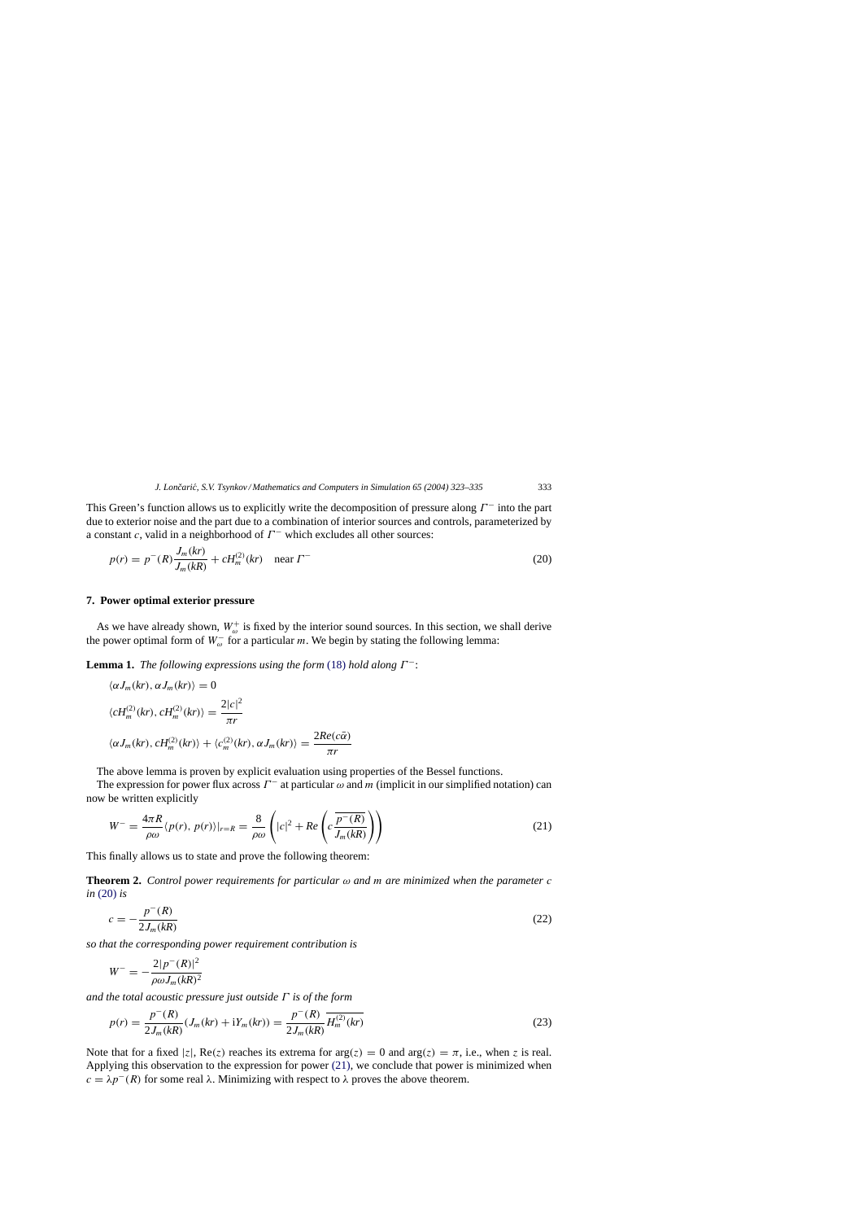This Green's function allows us to explicitly write the decomposition of pressure along $\Gamma^-$ into the part due to exterior noise and the part due to a combination of interior sources and controls, parameterized by a constant $c$, valid in a neighborhood of $\Gamma^-$ which excludes all other sources:

$$p(r) = p^-(R)\frac{J_m(kr)}{J_m(kR)} + cH_m^{(2)}(kr) \quad \text{near } \Gamma^- \tag{20}$$

## 7. Power optimal exterior pressure

As we have already shown, $W_\omega^+$ is fixed by the interior sound sources. In this section, we shall derive the power optimal form of $W_\omega^-$ for a particular $m$. We begin by stating the following lemma:

**Lemma 1.** *The following expressions using the form* (18) *hold along* $\Gamma^-$:

$$\langle \alpha J_m(kr), \alpha J_m(kr)\rangle = 0$$

$$\langle cH_m^{(2)}(kr), cH_m^{(2)}(kr)\rangle = \frac{2|c|^2}{\pi r}$$

$$\langle \alpha J_m(kr), cH_m^{(2)}(kr)\rangle + \langle c_m^{(2)}(kr), \alpha J_m(kr)\rangle = \frac{2Re(c\bar{\alpha})}{\pi r}$$

The above lemma is proven by explicit evaluation using properties of the Bessel functions.

The expression for power flux across $\Gamma^-$ at particular $\omega$ and $m$ (implicit in our simplified notation) can now be written explicitly

$$W^- = \frac{4\pi R}{\rho\omega}\langle p(r), p(r)\rangle|_{r=R} = \frac{8}{\rho\omega}\left(|c|^2 + Re\left(c\frac{\overline{p^-(R)}}{J_m(kR)}\right)\right) \tag{21}$$

This finally allows us to state and prove the following theorem:

**Theorem 2.** *Control power requirements for particular $\omega$ and $m$ are minimized when the parameter $c$ in* (20) *is*

$$c = -\frac{p^-(R)}{2J_m(kR)} \tag{22}$$

*so that the corresponding power requirement contribution is*

$$W^- = -\frac{2|p^-(R)|^2}{\rho\omega J_m(kR)^2}$$

*and the total acoustic pressure just outside $\Gamma$ is of the form*

$$p(r) = \frac{p^-(R)}{2J_m(kR)}(J_m(kr) + iY_m(kr)) = \frac{p^-(R)}{2J_m(kR)}\overline{H_m^{(2)}(kr)} \tag{23}$$

Note that for a fixed $|z|$, $\text{Re}(z)$ reaches its extrema for $\arg(z) = 0$ and $\arg(z) = \pi$, i.e., when $z$ is real. Applying this observation to the expression for power (21), we conclude that power is minimized when $c = \lambda p^-(R)$ for some real $\lambda$. Minimizing with respect to $\lambda$ proves the above theorem.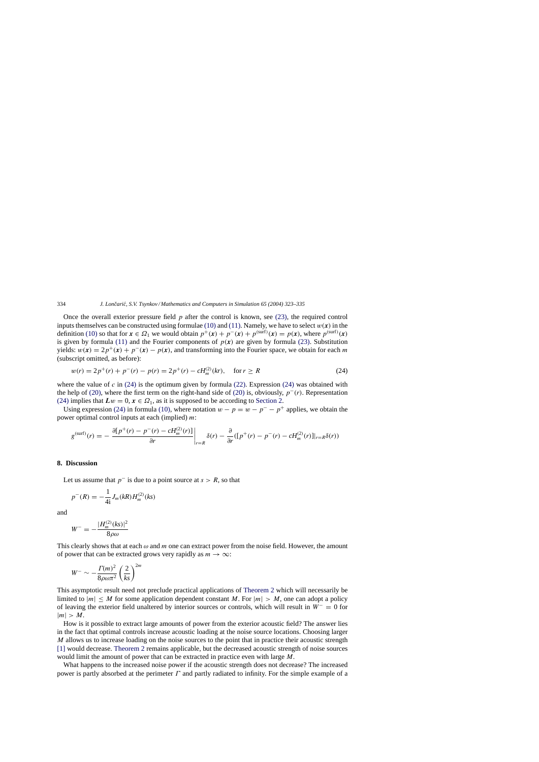Once the overall exterior pressure field $p$ after the control is known, see (23), the required control inputs themselves can be constructed using formulae (10) and (11). Namely, we have to select $w(\boldsymbol{x})$ in the definition (10) so that for $\boldsymbol{x} \in \Omega_1$ we would obtain $p^+(\boldsymbol{x}) + p^-(\boldsymbol{x}) + p^{(\text{surf})}(\boldsymbol{x}) = p(\boldsymbol{x})$, where $p^{(\text{surf})}(\boldsymbol{x})$ is given by formula (11) and the Fourier components of $p(\boldsymbol{x})$ are given by formula (23). Substitution yields: $w(\boldsymbol{x}) = 2p^+(\boldsymbol{x}) + p^-(\boldsymbol{x}) - p(\boldsymbol{x})$, and transforming into the Fourier space, we obtain for each $m$ (subscript omitted, as before):

$$w(r) = 2p^+(r) + p^-(r) - p(r) = 2p^+(r) - cH_m^{(2)}(kr), \quad \text{for } r \geq R \tag{24}$$

where the value of $c$ in (24) is the optimum given by formula (22). Expression (24) was obtained with the help of (20), where the first term on the right-hand side of (20) is, obviously, $p^-(r)$. Representation (24) implies that $\boldsymbol{L}w = 0$, $\boldsymbol{x} \in \Omega_1$, as it is supposed to be according to Section 2.

Using expression (24) in formula (10), where notation $w - p = w - p^- - p^+$ applies, we obtain the power optimal control inputs at each (implied) $m$:

$$g^{(\text{surf})}(r) = -\left.\frac{\partial[p^+(r) - p^-(r) - cH_m^{(2)}(r)]}{\partial r}\right|_{r=R} \delta(r) - \frac{\partial}{\partial r}([p^+(r) - p^-(r) - cH_m^{(2)}(r)]|_{r=R}\delta(r))$$

## 8. Discussion

Let us assume that $p^-$ is due to a point source at $s > R$, so that

$$p^-(R) = -\frac{1}{4\mathrm{i}} J_m(kR) H_m^{(2)}(ks)$$

and

$$W^- = -\frac{|H_m^{(2)}(ks)|^2}{8\rho\omega}$$

This clearly shows that at each $\omega$ and $m$ one can extract power from the noise field. However, the amount of power that can be extracted grows very rapidly as $m \to \infty$:

$$W^- \sim -\frac{\Gamma(m)^2}{8\rho\omega\pi^2}\left(\frac{2}{ks}\right)^{2m}$$

This asymptotic result need not preclude practical applications of Theorem 2 which will necessarily be limited to $|m| \leq M$ for some application dependent constant $M$. For $|m| > M$, one can adopt a policy of leaving the exterior field unaltered by interior sources or controls, which will result in $W^- = 0$ for $|m| > M$.

How is it possible to extract large amounts of power from the exterior acoustic field? The answer lies in the fact that optimal controls increase acoustic loading at the noise source locations. Choosing larger $M$ allows us to increase loading on the noise sources to the point that in practice their acoustic strength [1] would decrease. Theorem 2 remains applicable, but the decreased acoustic strength of noise sources would limit the amount of power that can be extracted in practice even with large $M$.

What happens to the increased noise power if the acoustic strength does not decrease? The increased power is partly absorbed at the perimeter $\Gamma$ and partly radiated to infinity. For the simple example of a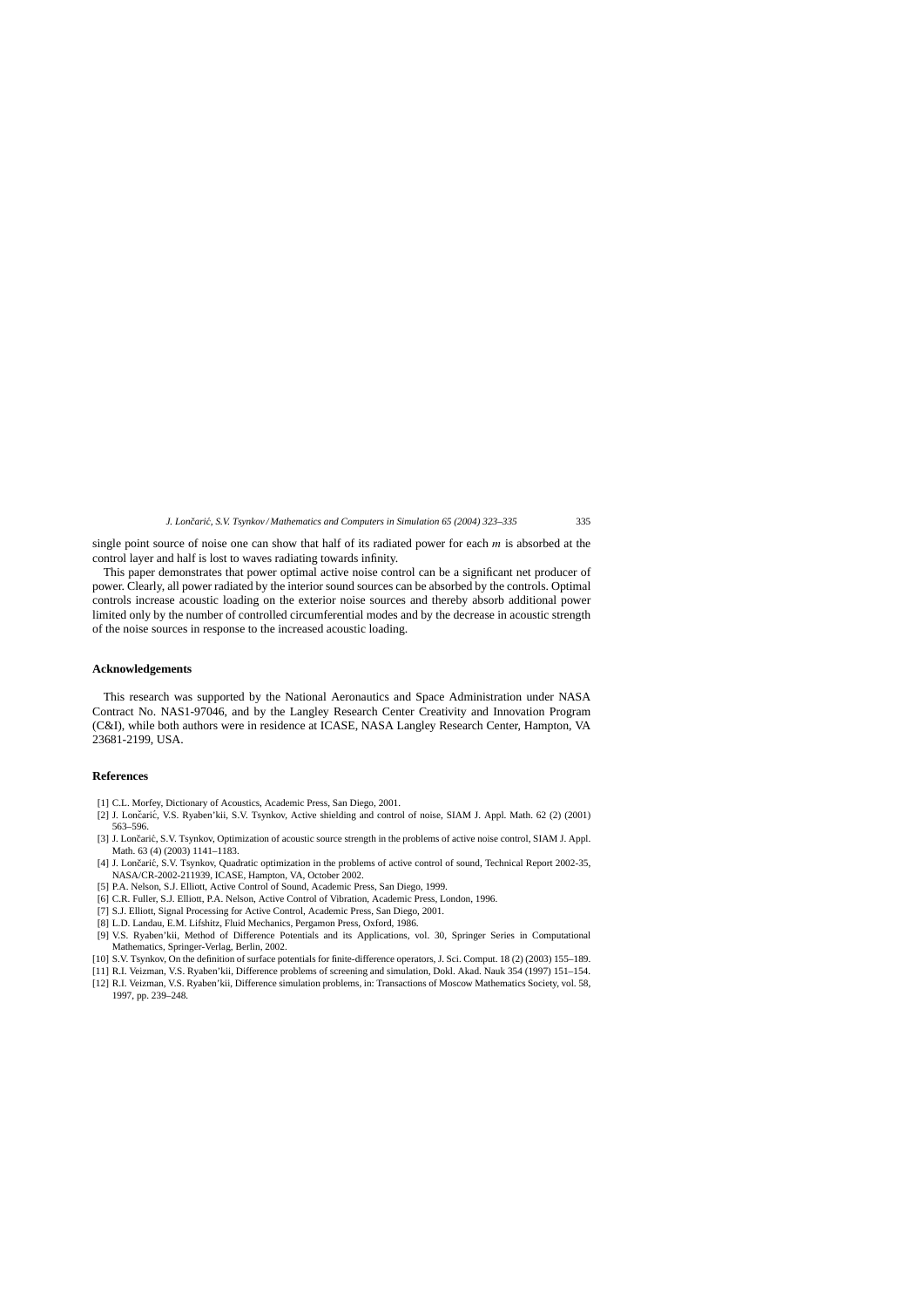single point source of noise one can show that half of its radiated power for each $m$ is absorbed at the control layer and half is lost to waves radiating towards infinity.

This paper demonstrates that power optimal active noise control can be a significant net producer of power. Clearly, all power radiated by the interior sound sources can be absorbed by the controls. Optimal controls increase acoustic loading on the exterior noise sources and thereby absorb additional power limited only by the number of controlled circumferential modes and by the decrease in acoustic strength of the noise sources in response to the increased acoustic loading.

## Acknowledgements

This research was supported by the National Aeronautics and Space Administration under NASA Contract No. NAS1-97046, and by the Langley Research Center Creativity and Innovation Program (C&I), while both authors were in residence at ICASE, NASA Langley Research Center, Hampton, VA 23681-2199, USA.

## References

[1] C.L. Morfey, Dictionary of Acoustics, Academic Press, San Diego, 2001.

[2] J. Lončarić, V.S. Ryaben'kii, S.V. Tsynkov, Active shielding and control of noise, SIAM J. Appl. Math. 62 (2) (2001) 563–596.

[3] J. Lončarić, S.V. Tsynkov, Optimization of acoustic source strength in the problems of active noise control, SIAM J. Appl. Math. 63 (4) (2003) 1141–1183.

[4] J. Lončarić, S.V. Tsynkov, Quadratic optimization in the problems of active control of sound, Technical Report 2002-35, NASA/CR-2002-211939, ICASE, Hampton, VA, October 2002.

[5] P.A. Nelson, S.J. Elliott, Active Control of Sound, Academic Press, San Diego, 1999.

[6] C.R. Fuller, S.J. Elliott, P.A. Nelson, Active Control of Vibration, Academic Press, London, 1996.

[7] S.J. Elliott, Signal Processing for Active Control, Academic Press, San Diego, 2001.

[8] L.D. Landau, E.M. Lifshitz, Fluid Mechanics, Pergamon Press, Oxford, 1986.

[9] V.S. Ryaben'kii, Method of Difference Potentials and its Applications, vol. 30, Springer Series in Computational Mathematics, Springer-Verlag, Berlin, 2002.

[10] S.V. Tsynkov, On the definition of surface potentials for finite-difference operators, J. Sci. Comput. 18 (2) (2003) 155–189.

[11] R.I. Veizman, V.S. Ryaben'kii, Difference problems of screening and simulation, Dokl. Akad. Nauk 354 (1997) 151–154.

[12] R.I. Veizman, V.S. Ryaben'kii, Difference simulation problems, in: Transactions of Moscow Mathematics Society, vol. 58, 1997, pp. 239–248.